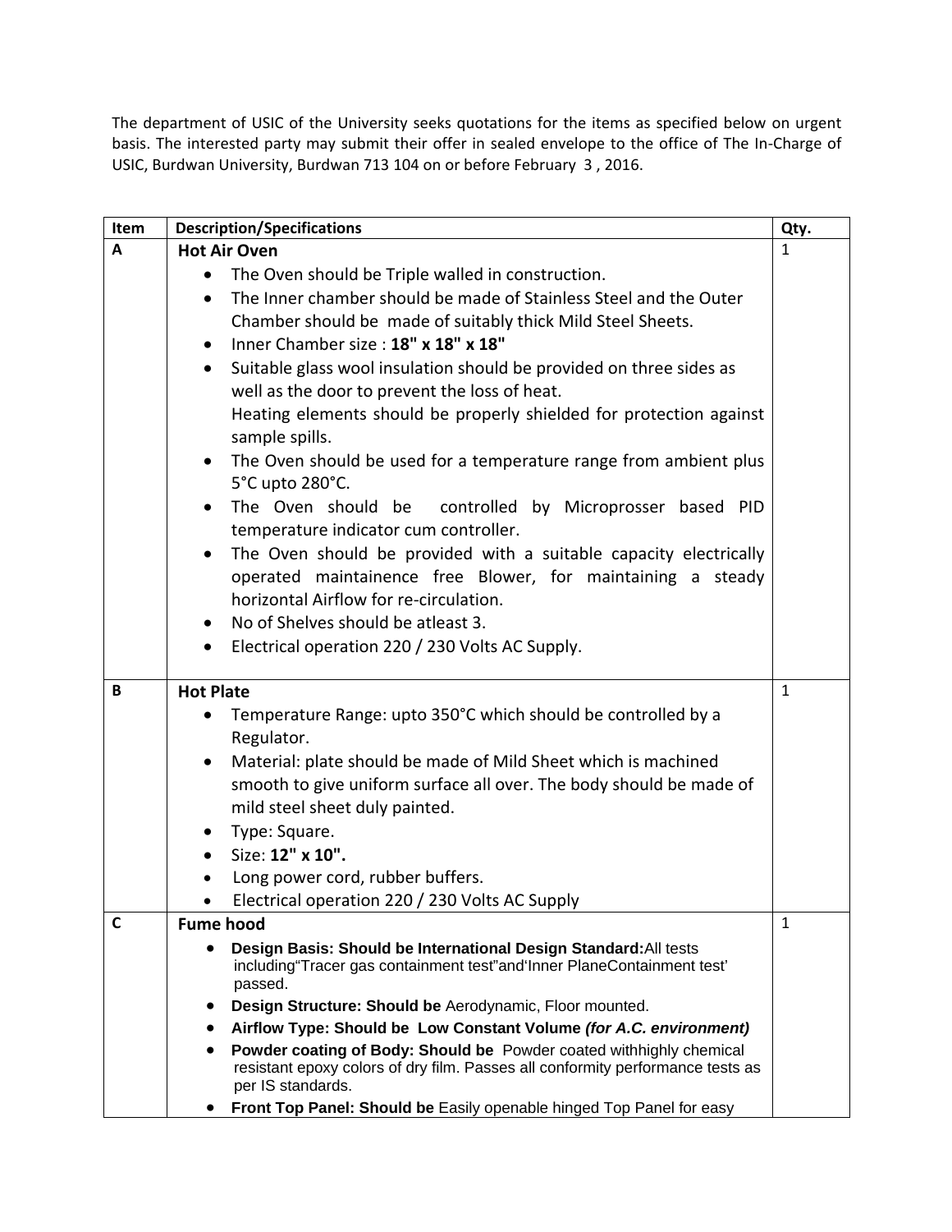The department of USIC of the University seeks quotations for the items as specified below on urgent basis. The interested party may submit their offer in sealed envelope to the office of The In-Charge of USIC, Burdwan University, Burdwan 713 104 on or before February 3 , 2016.

| Item | Description/Specifications | Qty. |
|---|---|---|
| A | **Hot Air Oven**<br>• The Oven should be Triple walled in construction.<br>• The Inner chamber should be made of Stainless Steel and the Outer Chamber should be made of suitably thick Mild Steel Sheets.<br>• Inner Chamber size : **18" x 18" x 18"**<br>• Suitable glass wool insulation should be provided on three sides as well as the door to prevent the loss of heat. Heating elements should be properly shielded for protection against sample spills.<br>• The Oven should be used for a temperature range from ambient plus 5°C upto 280°C.<br>• The Oven should be controlled by Microprosser based PID temperature indicator cum controller.<br>• The Oven should be provided with a suitable capacity electrically operated maintainence free Blower, for maintaining a steady horizontal Airflow for re-circulation.<br>• No of Shelves should be atleast 3.<br>• Electrical operation 220 / 230 Volts AC Supply. | 1 |
| B | **Hot Plate**<br>• Temperature Range: upto 350°C which should be controlled by a Regulator.<br>• Material: plate should be made of Mild Sheet which is machined smooth to give uniform surface all over. The body should be made of mild steel sheet duly painted.<br>• Type: Square.<br>• Size: **12" x 10".**<br>• Long power cord, rubber buffers.<br>• Electrical operation 220 / 230 Volts AC Supply | 1 |
| C | **Fume hood**<br>• **Design Basis: Should be International Design Standard:** All tests including"Tracer gas containment test"and'Inner PlaneContainment test' passed.<br>• **Design Structure: Should be** Aerodynamic, Floor mounted.<br>• **Airflow Type: Should be Low Constant Volume *(for A.C. environment)***<br>• **Powder coating of Body: Should be** Powder coated withhighly chemical resistant epoxy colors of dry film. Passes all conformity performance tests as per IS standards.<br>• **Front Top Panel: Should be** Easily openable hinged Top Panel for easy | 1 |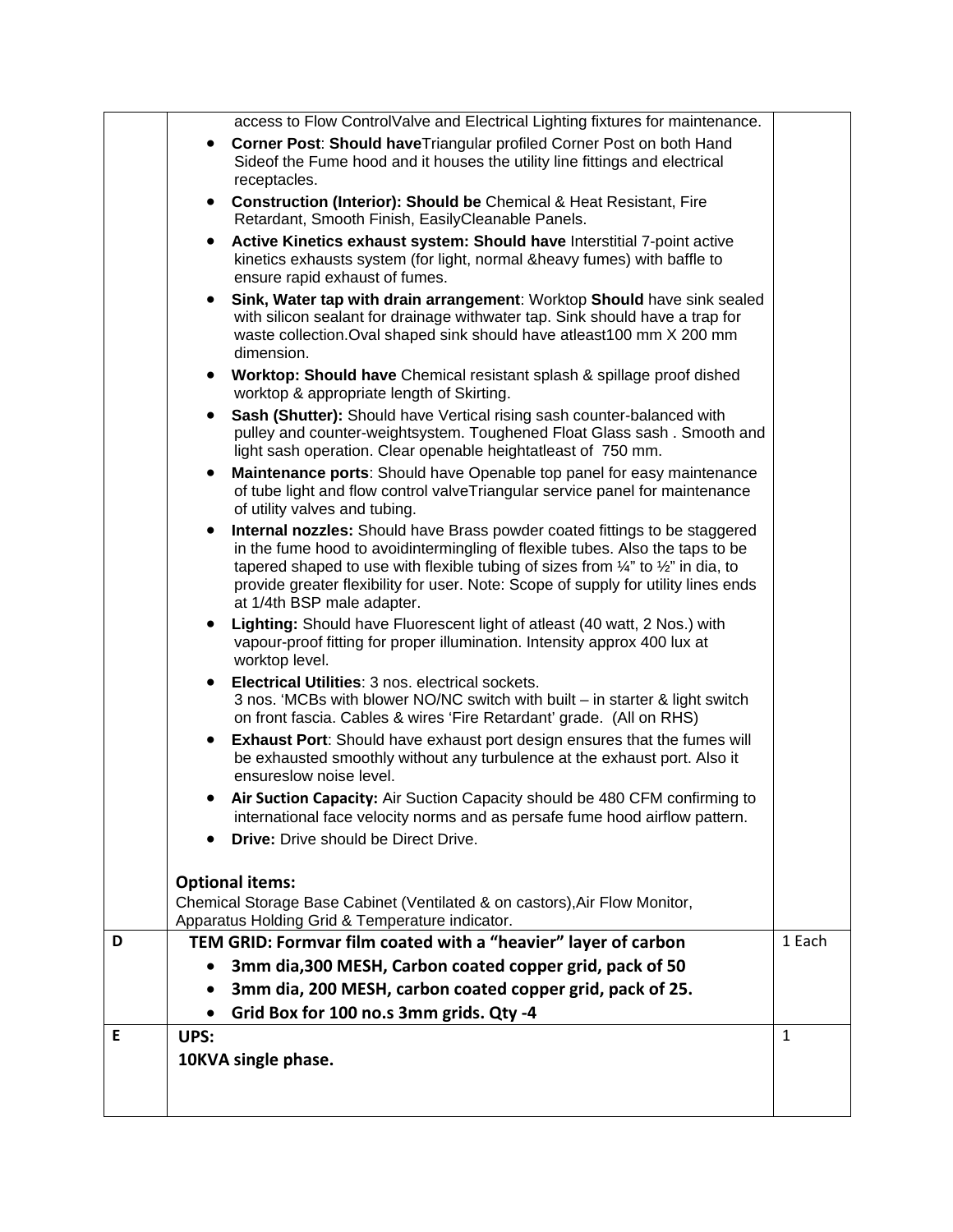| | | |
|---|---|---|
| | access to Flow ControlValve and Electrical Lighting fixtures for maintenance.<br>• **Corner Post**: **Should have**Triangular profiled Corner Post on both Hand Sideof the Fume hood and it houses the utility line fittings and electrical receptacles.<br>• **Construction (Interior): Should be** Chemical & Heat Resistant, Fire Retardant, Smooth Finish, EasilyCleanable Panels.<br>• **Active Kinetics exhaust system: Should have** Interstitial 7-point active kinetics exhausts system (for light, normal &heavy fumes) with baffle to ensure rapid exhaust of fumes.<br>• **Sink, Water tap with drain arrangement**: Worktop **Should** have sink sealed with silicon sealant for drainage withwater tap. Sink should have a trap for waste collection.Oval shaped sink should have atleast100 mm X 200 mm dimension.<br>• **Worktop: Should have** Chemical resistant splash & spillage proof dished worktop & appropriate length of Skirting.<br>• **Sash (Shutter):** Should have Vertical rising sash counter-balanced with pulley and counter-weightsystem. Toughened Float Glass sash . Smooth and light sash operation. Clear openable heightatleast of 750 mm.<br>• **Maintenance ports**: Should have Openable top panel for easy maintenance of tube light and flow control valveTriangular service panel for maintenance of utility valves and tubing.<br>• **Internal nozzles:** Should have Brass powder coated fittings to be staggered in the fume hood to avoidintermingling of flexible tubes. Also the taps to be tapered shaped to use with flexible tubing of sizes from ¼" to ½" in dia, to provide greater flexibility for user. Note: Scope of supply for utility lines ends at 1/4th BSP male adapter.<br>• **Lighting:** Should have Fluorescent light of atleast (40 watt, 2 Nos.) with vapour-proof fitting for proper illumination. Intensity approx 400 lux at worktop level.<br>• **Electrical Utilities**: 3 nos. electrical sockets.<br>3 nos. 'MCBs with blower NO/NC switch with built – in starter & light switch on front fascia. Cables & wires 'Fire Retardant' grade. (All on RHS)<br>• **Exhaust Port**: Should have exhaust port design ensures that the fumes will be exhausted smoothly without any turbulence at the exhaust port. Also it ensureslow noise level.<br>• **Air Suction Capacity:** Air Suction Capacity should be 480 CFM confirming to international face velocity norms and as persafe fume hood airflow pattern.<br>• **Drive:** Drive should be Direct Drive.<br><br>**Optional items:**<br>Chemical Storage Base Cabinet (Ventilated & on castors),Air Flow Monitor, Apparatus Holding Grid & Temperature indicator. | |
| D | **TEM GRID: Formvar film coated with a "heavier" layer of carbon**<br>• **3mm dia,300 MESH, Carbon coated copper grid, pack of 50**<br>• **3mm dia, 200 MESH, carbon coated copper grid, pack of 25.**<br>• **Grid Box for 100 no.s 3mm grids. Qty -4** | 1 Each |
| E | **UPS:**<br>**10KVA single phase.** | 1 |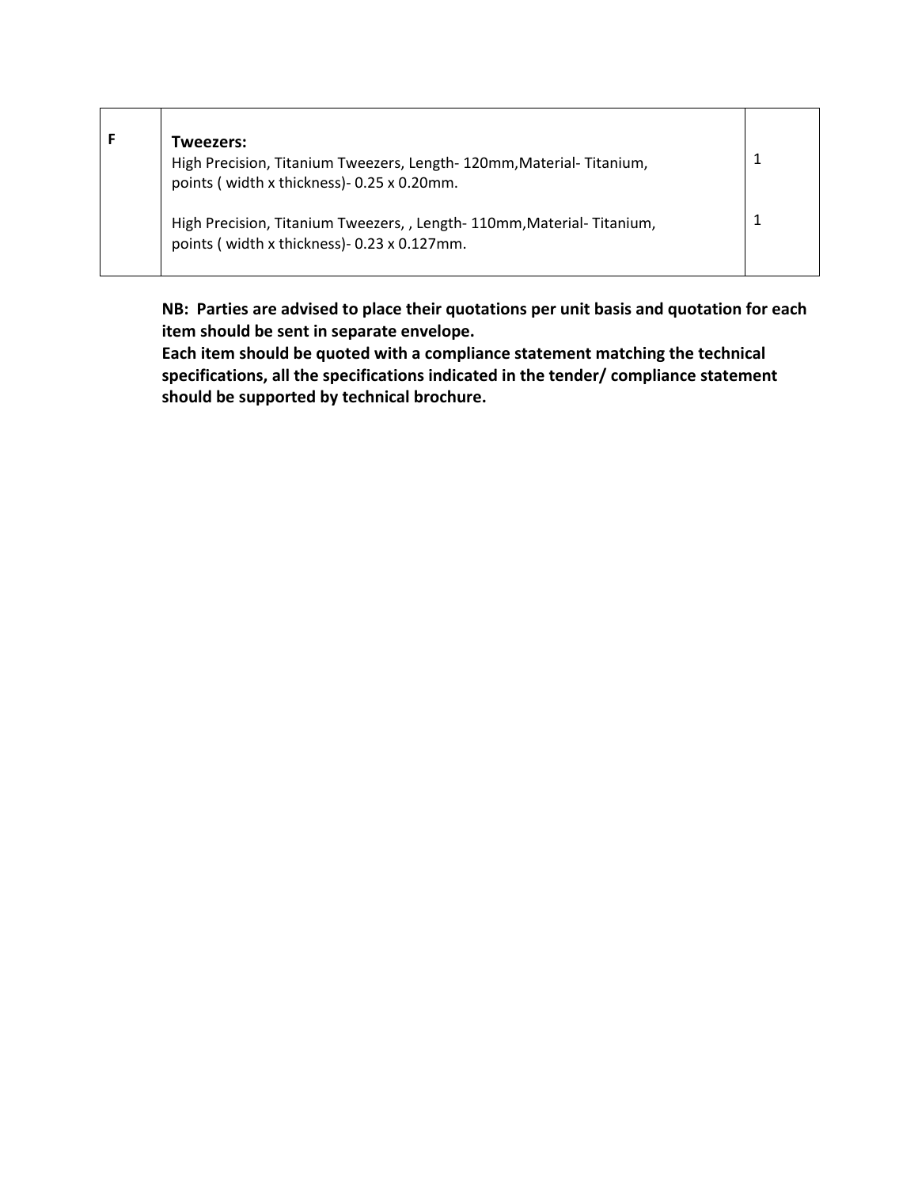| | | |
|---|---|---|
| F | **Tweezers:**<br>High Precision, Titanium Tweezers, Length- 120mm,Material- Titanium, points ( width x thickness)- 0.25 x 0.20mm.<br><br>High Precision, Titanium Tweezers, , Length- 110mm,Material- Titanium, points ( width x thickness)- 0.23 x 0.127mm. | 1<br><br>1 |

**NB: Parties are advised to place their quotations per unit basis and quotation for each item should be sent in separate envelope.**
**Each item should be quoted with a compliance statement matching the technical specifications, all the specifications indicated in the tender/ compliance statement should be supported by technical brochure.**